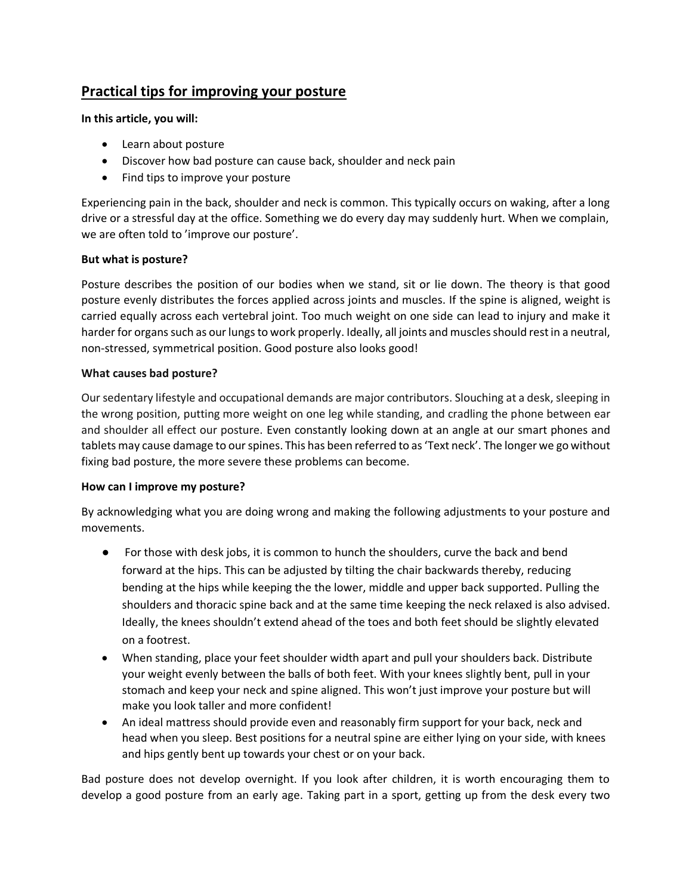# Practical tips for improving your posture

**In this article, you will:**

- Learn about posture
- Discover how bad posture can cause back, shoulder and neck pain
- Find tips to improve your posture

Experiencing pain in the back, shoulder and neck is common. This typically occurs on waking, after a long drive or a stressful day at the office. Something we do every day may suddenly hurt. When we complain, we are often told to 'improve our posture'.

**But what is posture?**

Posture describes the position of our bodies when we stand, sit or lie down. The theory is that good posture evenly distributes the forces applied across joints and muscles. If the spine is aligned, weight is carried equally across each vertebral joint. Too much weight on one side can lead to injury and make it harder for organs such as our lungs to work properly. Ideally, all joints and muscles should rest in a neutral, non-stressed, symmetrical position. Good posture also looks good!

**What causes bad posture?**

Our sedentary lifestyle and occupational demands are major contributors. Slouching at a desk, sleeping in the wrong position, putting more weight on one leg while standing, and cradling the phone between ear and shoulder all effect our posture. Even constantly looking down at an angle at our smart phones and tablets may cause damage to our spines. This has been referred to as 'Text neck'. The longer we go without fixing bad posture, the more severe these problems can become.

**How can I improve my posture?**

By acknowledging what you are doing wrong and making the following adjustments to your posture and movements.

- For those with desk jobs, it is common to hunch the shoulders, curve the back and bend forward at the hips. This can be adjusted by tilting the chair backwards thereby, reducing bending at the hips while keeping the the lower, middle and upper back supported. Pulling the shoulders and thoracic spine back and at the same time keeping the neck relaxed is also advised. Ideally, the knees shouldn't extend ahead of the toes and both feet should be slightly elevated on a footrest.
- When standing, place your feet shoulder width apart and pull your shoulders back. Distribute your weight evenly between the balls of both feet. With your knees slightly bent, pull in your stomach and keep your neck and spine aligned. This won't just improve your posture but will make you look taller and more confident!
- An ideal mattress should provide even and reasonably firm support for your back, neck and head when you sleep. Best positions for a neutral spine are either lying on your side, with knees and hips gently bent up towards your chest or on your back.

Bad posture does not develop overnight. If you look after children, it is worth encouraging them to develop a good posture from an early age. Taking part in a sport, getting up from the desk every two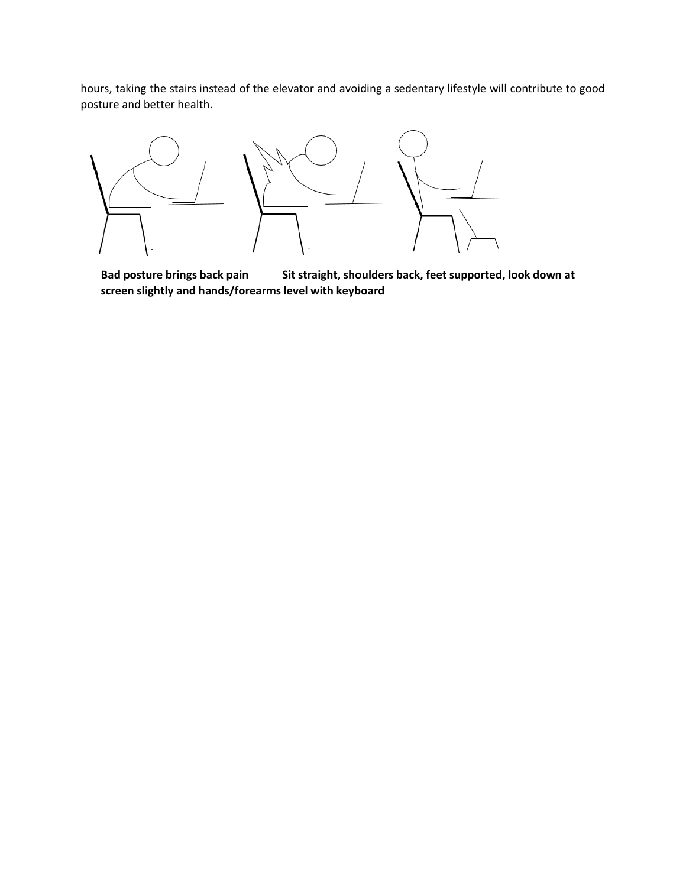hours, taking the stairs instead of the elevator and avoiding a sedentary lifestyle will contribute to good posture and better health.

**Bad posture brings back pain Sit straight, shoulders back, feet supported, look down at screen slightly and hands/forearms level with keyboard**